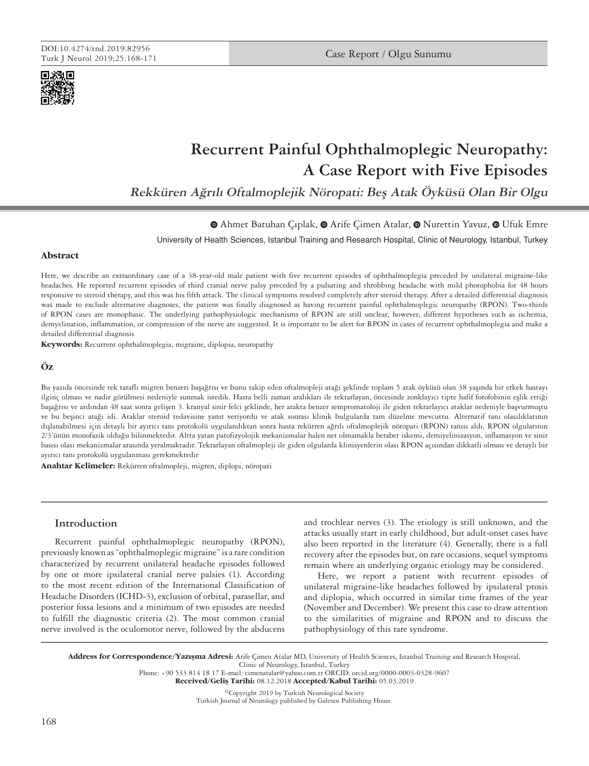DOI:10.4274/tnd.2019.82956

Case Report / Olgu Sunumu

# Recurrent Painful Ophthalmoplegic Neuropathy: A Case Report with Five Episodes

## *Rekküren Ağrılı Oftalmoplejik Nöropati: Beş Atak Öyküsü Olan Bir Olgu*

Ahmet Batuhan Çıplak, Arife Çimen Atalar, Nurettin Yavuz, Ufuk Emre

University of Health Sciences, Istanbul Training and Research Hospital, Clinic of Neurology, Istanbul, Turkey

### Abstract

Here, we describe an extraordinary case of a 38-year-old male patient with five recurrent episodes of ophthalmoplegia preceded by unilateral migraine-like headaches. He reported recurrent episodes of third cranial nerve palsy preceded by a pulsating and throbbing headache with mild photophobia for 48 hours responsive to steroid therapy, and this was his fifth attack. The clinical symptoms resolved completely after steroid therapy. After a detailed differential diagnosis was made to exclude alternative diagnoses, the patient was finally diagnosed as having recurrent painful ophthalmoplegic neuropathy (RPON). Two-thirds of RPON cases are monophasic. The underlying pathophysiologic mechanisms of RPON are still unclear, however, different hypotheses such as ischemia, demyelination, inflammation, or compression of the nerve are suggested. It is important to be alert for RPON in cases of recurrent ophthalmoplegia and make a detailed differential diagnosis

**Keywords:** Recurrent ophthalmoplegia, migraine, diplopia, neuropathy

### Öz

Bu yazıda öncesinde tek taraflı migren benzeri başağrısı ve bunu takip eden oftalmopleji atağı şeklinde toplam 5 atak öyküsü olan 38 yaşında bir erkek hastayı ilginç olması ve nadir görülmesi nedeniyle sunmak istedik. Hasta belli zaman aralıkları ile tekrarlayan, öncesinde zonklayıcı tipte hafif fotofobinin eşlik ettiği başağrısı ve ardından 48 saat sonra gelişen 3. kranyal sinir felci şeklinde, her atakta benzer semptomatoloji ile giden tekrarlayıcı ataklar nedeniyle başvurmuştu ve bu beşinci atağı idi. Ataklar steroid tedavisine yanıt veriyordu ve atak sonrası klinik bulgularda tam düzelme mevcuttu. Alternatif tanı olasılıklarının dışlanabilmesi için detaylı bir ayırıcı tanı protokolü uygulandıktan sonra hasta rekürren ağrılı oftalmoplejik nöropati (RPON) tanısı aldı. RPON olgularının 2/3'ünün monofazik olduğu bilinmektedir. Altta yatan patofizyolojik mekanizmalar halen net olmamakla beraber iskemi, demiyelinizasyon, inflamasyon ve sinir basısı olası mekanizmalar arasında yeralmaktadır. Tekrarlayan oftalmopleji ile giden olgularda klinisyenlerin olası RPON açısından dikkatli olması ve detaylı bir ayırıcı tanı protokolü uygulanması gerekmektedir

**Anahtar Kelimeler:** Rekürren oftalmopleji, migren, diplopi, nöropati

## Introduction

Recurrent painful ophthalmoplegic neuropathy (RPON), previously known as "ophthalmoplegic migraine" is a rare condition characterized by recurrent unilateral headache episodes followed by one or more ipsilateral cranial nerve palsies (1). According to the most recent edition of the International Classification of Headache Disorders (ICHD-3), exclusion of orbital, parasellar, and posterior fossa lesions and a minimum of two episodes are needed to fulfill the diagnostic criteria (2). The most common cranial nerve involved is the oculomotor nerve, followed by the abducens and trochlear nerves (3). The etiology is still unknown, and the attacks usually start in early childhood, but adult-onset cases have also been reported in the literature (4). Generally, there is a full recovery after the episodes but, on rare occasions, sequel symptoms remain where an underlying organic etiology may be considered.

Here, we report a patient with recurrent episodes of unilateral migraine-like headaches followed by ipsilateral ptosis and diplopia, which occurred in similar time frames of the year (November and December). We present this case to draw attention to the similarities of migraine and RPON and to discuss the pathophysiology of this rare syndrome.

**Address for Correspondence/Yazışma Adresi:** Arife Çimen Atalar MD, University of Health Sciences, Istanbul Training and Research Hospital, Clinic of Neurology, Istanbul, Turkey
Phone: +90 533 814 18 17 E-mail: cimenatalar@yahoo.com.tr ORCID: orcid.org/0000-0003-0328-9607
**Received/Geliş Tarihi:** 08.12.2018 **Accepted/Kabul Tarihi:** 05.03.2019

©Copyright 2019 by Turkish Neurological Society
Turkish Journal of Neurology published by Galenos Publishing House.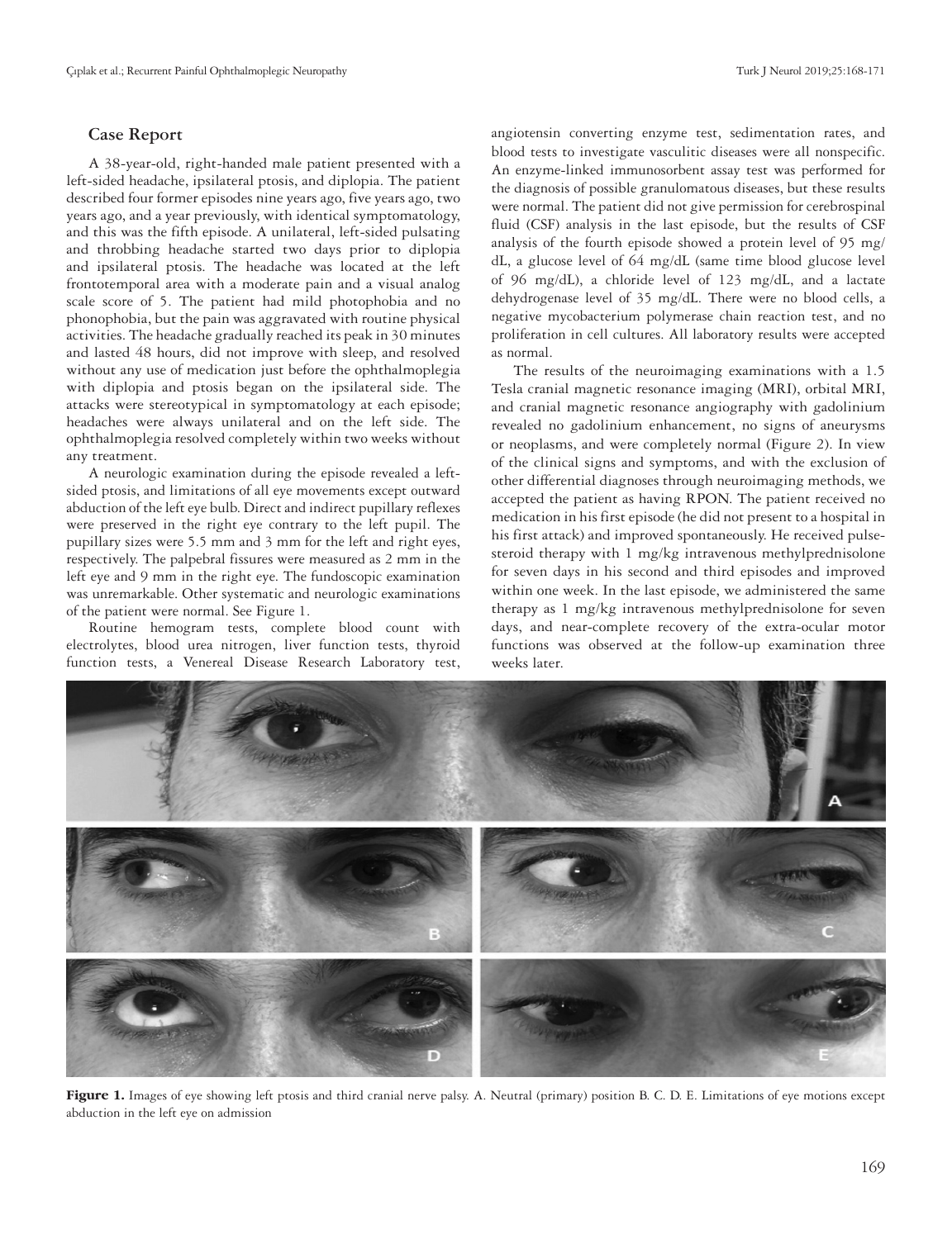## Case Report

A 38-year-old, right-handed male patient presented with a left-sided headache, ipsilateral ptosis, and diplopia. The patient described four former episodes nine years ago, five years ago, two years ago, and a year previously, with identical symptomatology, and this was the fifth episode. A unilateral, left-sided pulsating and throbbing headache started two days prior to diplopia and ipsilateral ptosis. The headache was located at the left frontotemporal area with a moderate pain and a visual analog scale score of 5. The patient had mild photophobia and no phonophobia, but the pain was aggravated with routine physical activities. The headache gradually reached its peak in 30 minutes and lasted 48 hours, did not improve with sleep, and resolved without any use of medication just before the ophthalmoplegia with diplopia and ptosis began on the ipsilateral side. The attacks were stereotypical in symptomatology at each episode; headaches were always unilateral and on the left side. The ophthalmoplegia resolved completely within two weeks without any treatment.

A neurologic examination during the episode revealed a left-sided ptosis, and limitations of all eye movements except outward abduction of the left eye bulb. Direct and indirect pupillary reflexes were preserved in the right eye contrary to the left pupil. The pupillary sizes were 5.5 mm and 3 mm for the left and right eyes, respectively. The palpebral fissures were measured as 2 mm in the left eye and 9 mm in the right eye. The fundoscopic examination was unremarkable. Other systematic and neurologic examinations of the patient were normal. See Figure 1.

Routine hemogram tests, complete blood count with electrolytes, blood urea nitrogen, liver function tests, thyroid function tests, a Venereal Disease Research Laboratory test, angiotensin converting enzyme test, sedimentation rates, and blood tests to investigate vasculitic diseases were all nonspecific. An enzyme-linked immunosorbent assay test was performed for the diagnosis of possible granulomatous diseases, but these results were normal. The patient did not give permission for cerebrospinal fluid (CSF) analysis in the last episode, but the results of CSF analysis of the fourth episode showed a protein level of 95 mg/dL, a glucose level of 64 mg/dL (same time blood glucose level of 96 mg/dL), a chloride level of 123 mg/dL, and a lactate dehydrogenase level of 35 mg/dL. There were no blood cells, a negative mycobacterium polymerase chain reaction test, and no proliferation in cell cultures. All laboratory results were accepted as normal.

The results of the neuroimaging examinations with a 1.5 Tesla cranial magnetic resonance imaging (MRI), orbital MRI, and cranial magnetic resonance angiography with gadolinium revealed no gadolinium enhancement, no signs of aneurysms or neoplasms, and were completely normal (Figure 2). In view of the clinical signs and symptoms, and with the exclusion of other differential diagnoses through neuroimaging methods, we accepted the patient as having RPON. The patient received no medication in his first episode (he did not present to a hospital in his first attack) and improved spontaneously. He received pulse-steroid therapy with 1 mg/kg intravenous methylprednisolone for seven days in his second and third episodes and improved within one week. In the last episode, we administered the same therapy as 1 mg/kg intravenous methylprednisolone for seven days, and near-complete recovery of the extra-ocular motor functions was observed at the follow-up examination three weeks later.

**Figure 1.** Images of eye showing left ptosis and third cranial nerve palsy. A. Neutral (primary) position B. C. D. E. Limitations of eye motions except abduction in the left eye on admission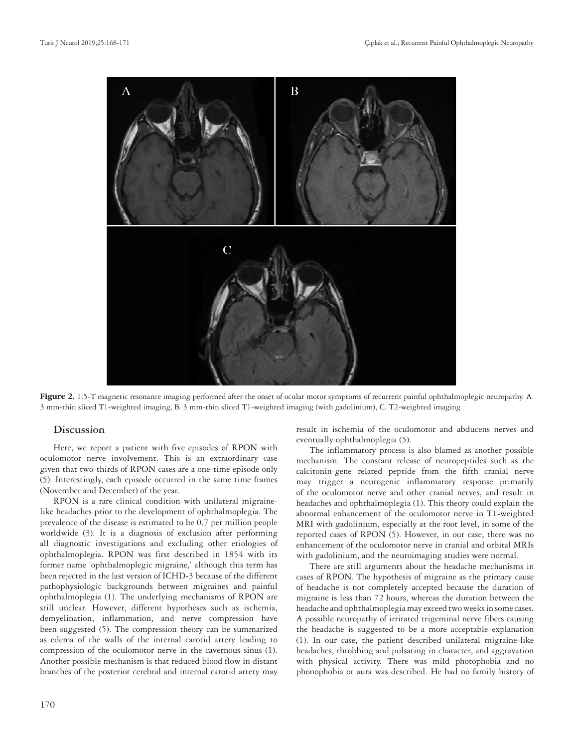**Figure 2.** 1.5-T magnetic resonance imaging performed after the onset of ocular motor symptoms of recurrent painful ophthalmoplegic neuropathy. A. 3 mm-thin sliced T1-weighted imaging, B. 3 mm-thin sliced T1-weighted imaging (with gadolinium), C. T2-weighted imaging

## Discussion

Here, we report a patient with five episodes of RPON with oculomotor nerve involvement. This is an extraordinary case given that two-thirds of RPON cases are a one-time episode only (5). Interestingly, each episode occurred in the same time frames (November and December) of the year.

RPON is a rare clinical condition with unilateral migraine-like headaches prior to the development of ophthalmoplegia. The prevalence of the disease is estimated to be 0.7 per million people worldwide (3). It is a diagnosis of exclusion after performing all diagnostic investigations and excluding other etiologies of ophthalmoplegia. RPON was first described in 1854 with its former name 'ophthalmoplegic migraine,' although this term has been rejected in the last version of ICHD-3 because of the different pathophysiologic backgrounds between migraines and painful ophthalmoplegia (1). The underlying mechanisms of RPON are still unclear. However, different hypotheses such as ischemia, demyelination, inflammation, and nerve compression have been suggested (5). The compression theory can be summarized as edema of the walls of the internal carotid artery leading to compression of the oculomotor nerve in the cavernous sinus (1). Another possible mechanism is that reduced blood flow in distant branches of the posterior cerebral and internal carotid artery may result in ischemia of the oculomotor and abducens nerves and eventually ophthalmoplegia (5).

The inflammatory process is also blamed as another possible mechanism. The constant release of neuropeptides such as the calcitonin-gene related peptide from the fifth cranial nerve may trigger a neurogenic inflammatory response primarily of the oculomotor nerve and other cranial nerves, and result in headaches and ophthalmoplegia (1). This theory could explain the abnormal enhancement of the oculomotor nerve in T1-weighted MRI with gadolinium, especially at the root level, in some of the reported cases of RPON (5). However, in our case, there was no enhancement of the oculomotor nerve in cranial and orbital MRIs with gadolinium, and the neuroimaging studies were normal.

There are still arguments about the headache mechanisms in cases of RPON. The hypothesis of migraine as the primary cause of headache is not completely accepted because the duration of migraine is less than 72 hours, whereas the duration between the headache and ophthalmoplegia may exceed two weeks in some cases. A possible neuropathy of irritated trigeminal nerve fibers causing the headache is suggested to be a more acceptable explanation (1). In our case, the patient described unilateral migraine-like headaches, throbbing and pulsating in character, and aggravation with physical activity. There was mild photophobia and no phonophobia or aura was described. He had no family history of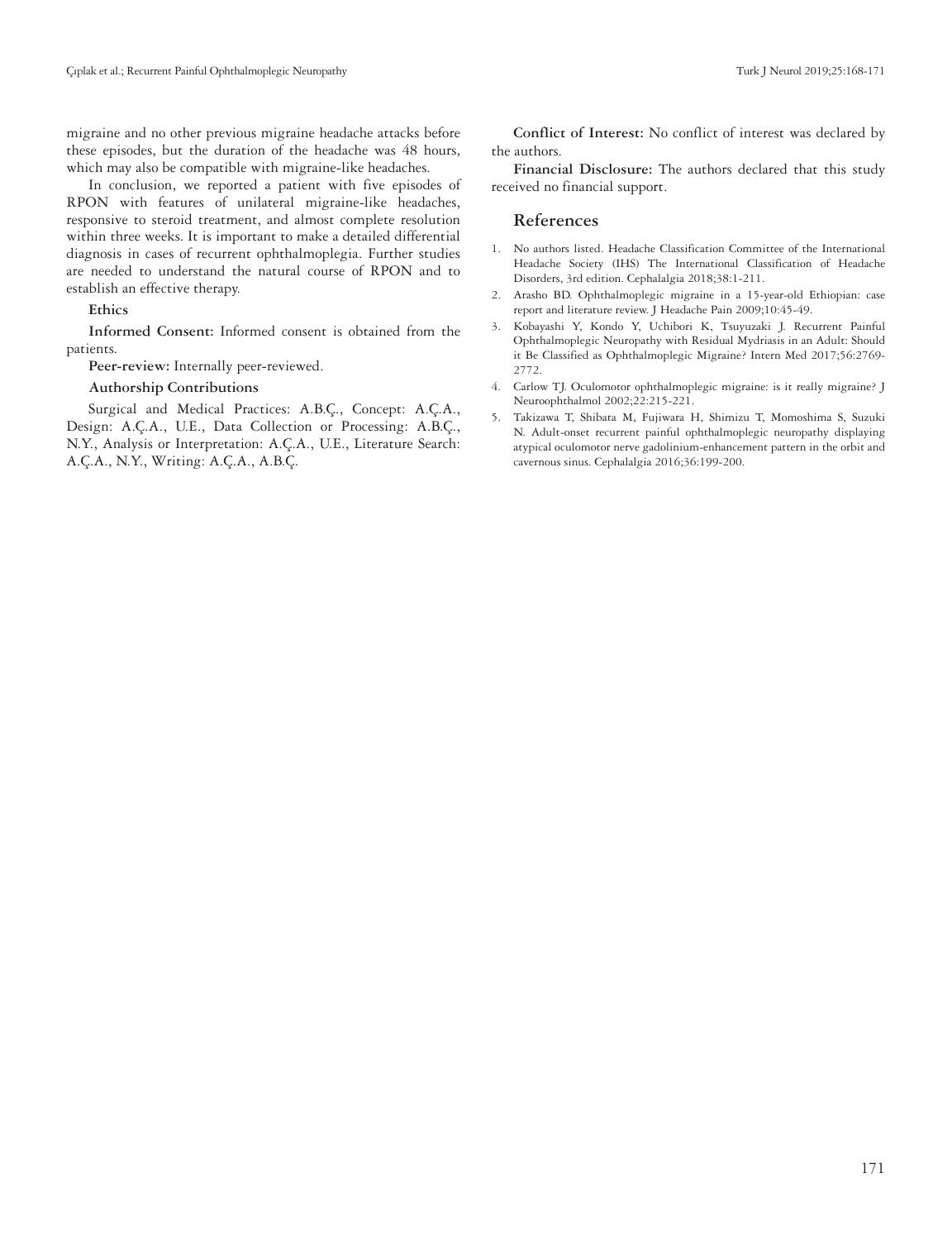migraine and no other previous migraine headache attacks before these episodes, but the duration of the headache was 48 hours, which may also be compatible with migraine-like headaches.

In conclusion, we reported a patient with five episodes of RPON with features of unilateral migraine-like headaches, responsive to steroid treatment, and almost complete resolution within three weeks. It is important to make a detailed differential diagnosis in cases of recurrent ophthalmoplegia. Further studies are needed to understand the natural course of RPON and to establish an effective therapy.

### Ethics

**Informed Consent:** Informed consent is obtained from the patients.

**Peer-review:** Internally peer-reviewed.

### Authorship Contributions

Surgical and Medical Practices: A.B.Ç., Concept: A.Ç.A., Design: A.Ç.A., U.E., Data Collection or Processing: A.B.Ç., N.Y., Analysis or Interpretation: A.Ç.A., U.E., Literature Search: A.Ç.A., N.Y., Writing: A.Ç.A., A.B.Ç.

**Conflict of Interest:** No conflict of interest was declared by the authors.

**Financial Disclosure:** The authors declared that this study received no financial support.

## References

1. No authors listed. Headache Classification Committee of the International Headache Society (IHS) The International Classification of Headache Disorders, 3rd edition. Cephalalgia 2018;38:1-211.
2. Arasho BD. Ophthalmoplegic migraine in a 15-year-old Ethiopian: case report and literature review. J Headache Pain 2009;10:45-49.
3. Kobayashi Y, Kondo Y, Uchibori K, Tsuyuzaki J. Recurrent Painful Ophthalmoplegic Neuropathy with Residual Mydriasis in an Adult: Should it Be Classified as Ophthalmoplegic Migraine? Intern Med 2017;56:2769-2772.
4. Carlow TJ. Oculomotor ophthalmoplegic migraine: is it really migraine? J Neuroophthalmol 2002;22:215-221.
5. Takizawa T, Shibata M, Fujiwara H, Shimizu T, Momoshima S, Suzuki N. Adult-onset recurrent painful ophthalmoplegic neuropathy displaying atypical oculomotor nerve gadolinium-enhancement pattern in the orbit and cavernous sinus. Cephalalgia 2016;36:199-200.